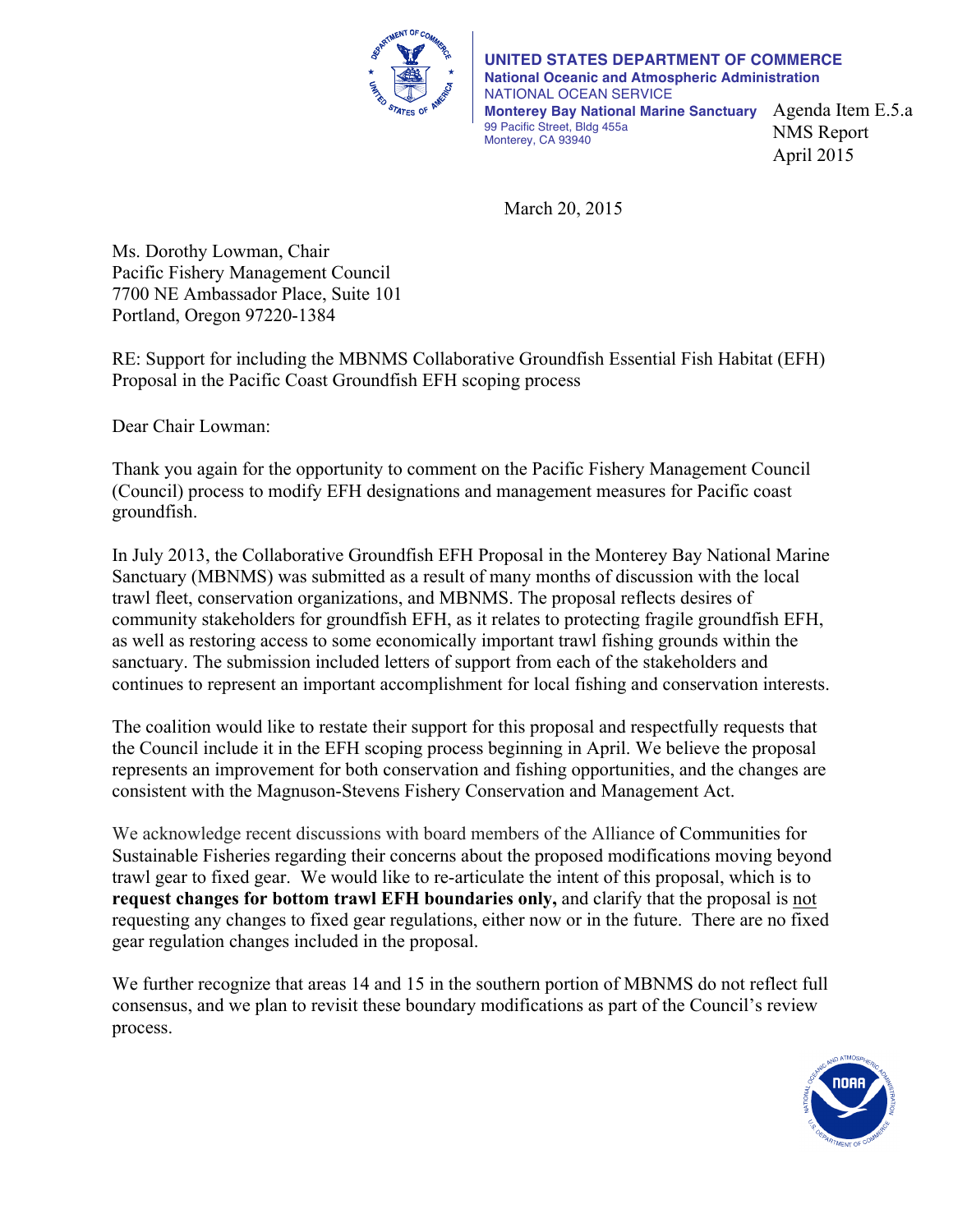**UNITED STATES DEPARTMENT OF COMMERCE**
**National Oceanic and Atmospheric Administration**
NATIONAL OCEAN SERVICE
**Monterey Bay National Marine Sanctuary**
99 Pacific Street, Bldg 455a
Monterey, CA 93940

Agenda Item E.5.a
NMS Report
April 2015

March 20, 2015

Ms. Dorothy Lowman, Chair
Pacific Fishery Management Council
7700 NE Ambassador Place, Suite 101
Portland, Oregon 97220-1384

RE: Support for including the MBNMS Collaborative Groundfish Essential Fish Habitat (EFH) Proposal in the Pacific Coast Groundfish EFH scoping process

Dear Chair Lowman:

Thank you again for the opportunity to comment on the Pacific Fishery Management Council (Council) process to modify EFH designations and management measures for Pacific coast groundfish.

In July 2013, the Collaborative Groundfish EFH Proposal in the Monterey Bay National Marine Sanctuary (MBNMS) was submitted as a result of many months of discussion with the local trawl fleet, conservation organizations, and MBNMS. The proposal reflects desires of community stakeholders for groundfish EFH, as it relates to protecting fragile groundfish EFH, as well as restoring access to some economically important trawl fishing grounds within the sanctuary. The submission included letters of support from each of the stakeholders and continues to represent an important accomplishment for local fishing and conservation interests.

The coalition would like to restate their support for this proposal and respectfully requests that the Council include it in the EFH scoping process beginning in April. We believe the proposal represents an improvement for both conservation and fishing opportunities, and the changes are consistent with the Magnuson-Stevens Fishery Conservation and Management Act.

We acknowledge recent discussions with board members of the Alliance of Communities for Sustainable Fisheries regarding their concerns about the proposed modifications moving beyond trawl gear to fixed gear. We would like to re-articulate the intent of this proposal, which is to **request changes for bottom trawl EFH boundaries only,** and clarify that the proposal is <u>not</u> requesting any changes to fixed gear regulations, either now or in the future. There are no fixed gear regulation changes included in the proposal.

We further recognize that areas 14 and 15 in the southern portion of MBNMS do not reflect full consensus, and we plan to revisit these boundary modifications as part of the Council's review process.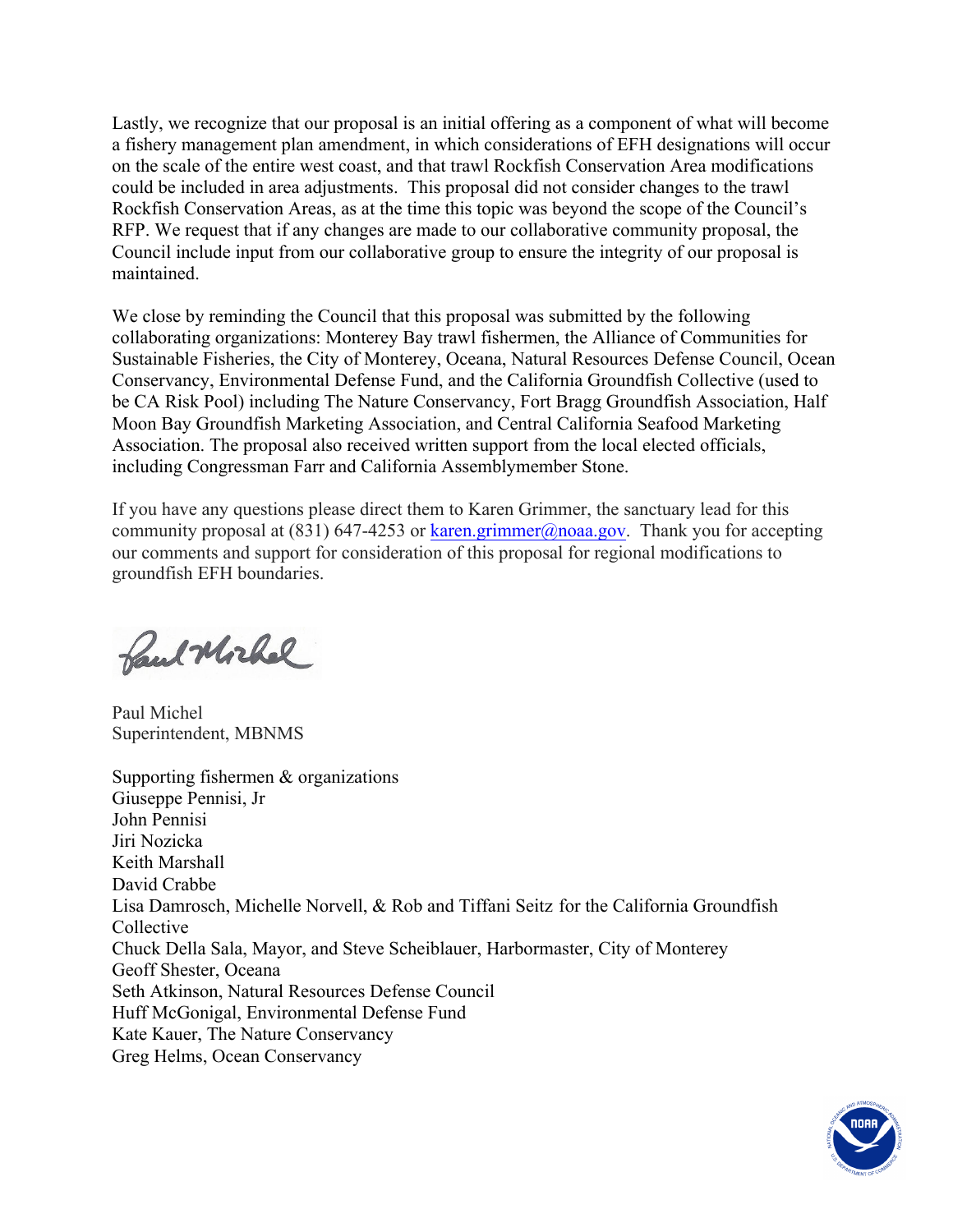Lastly, we recognize that our proposal is an initial offering as a component of what will become a fishery management plan amendment, in which considerations of EFH designations will occur on the scale of the entire west coast, and that trawl Rockfish Conservation Area modifications could be included in area adjustments. This proposal did not consider changes to the trawl Rockfish Conservation Areas, as at the time this topic was beyond the scope of the Council's RFP. We request that if any changes are made to our collaborative community proposal, the Council include input from our collaborative group to ensure the integrity of our proposal is maintained.

We close by reminding the Council that this proposal was submitted by the following collaborating organizations: Monterey Bay trawl fishermen, the Alliance of Communities for Sustainable Fisheries, the City of Monterey, Oceana, Natural Resources Defense Council, Ocean Conservancy, Environmental Defense Fund, and the California Groundfish Collective (used to be CA Risk Pool) including The Nature Conservancy, Fort Bragg Groundfish Association, Half Moon Bay Groundfish Marketing Association, and Central California Seafood Marketing Association. The proposal also received written support from the local elected officials, including Congressman Farr and California Assemblymember Stone.

If you have any questions please direct them to Karen Grimmer, the sanctuary lead for this community proposal at (831) 647-4253 or karen.grimmer@noaa.gov. Thank you for accepting our comments and support for consideration of this proposal for regional modifications to groundfish EFH boundaries.

Paul Michel

Paul Michel
Superintendent, MBNMS

Supporting fishermen & organizations
Giuseppe Pennisi, Jr
John Pennisi
Jiri Nozicka
Keith Marshall
David Crabbe
Lisa Damrosch, Michelle Norvell, & Rob and Tiffani Seitz for the California Groundfish Collective
Chuck Della Sala, Mayor, and Steve Scheiblauer, Harbormaster, City of Monterey
Geoff Shester, Oceana
Seth Atkinson, Natural Resources Defense Council
Huff McGonigal, Environmental Defense Fund
Kate Kauer, The Nature Conservancy
Greg Helms, Ocean Conservancy